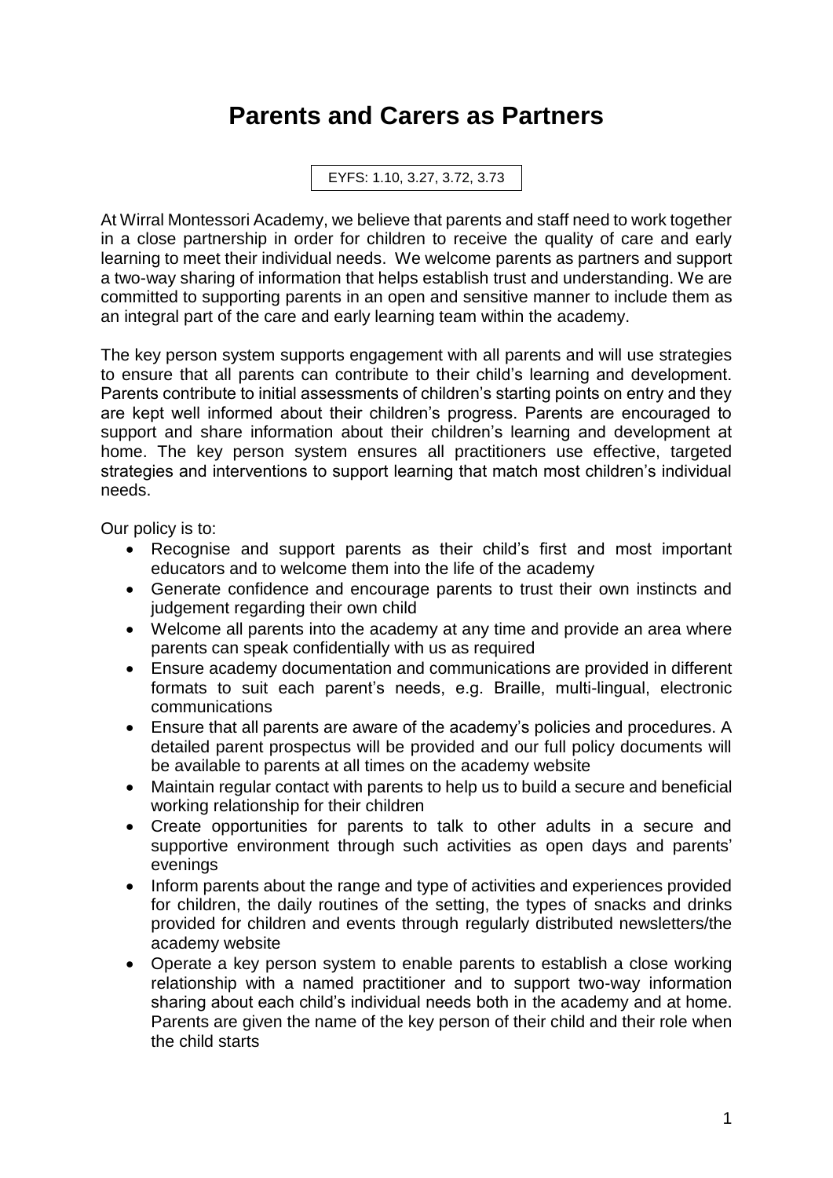# Parents and Carers as Partners

EYFS: 1.10, 3.27, 3.72, 3.73

At Wirral Montessori Academy, we believe that parents and staff need to work together in a close partnership in order for children to receive the quality of care and early learning to meet their individual needs. We welcome parents as partners and support a two-way sharing of information that helps establish trust and understanding. We are committed to supporting parents in an open and sensitive manner to include them as an integral part of the care and early learning team within the academy.

The key person system supports engagement with all parents and will use strategies to ensure that all parents can contribute to their child's learning and development. Parents contribute to initial assessments of children's starting points on entry and they are kept well informed about their children's progress. Parents are encouraged to support and share information about their children's learning and development at home. The key person system ensures all practitioners use effective, targeted strategies and interventions to support learning that match most children's individual needs.

Our policy is to:

- Recognise and support parents as their child's first and most important educators and to welcome them into the life of the academy
- Generate confidence and encourage parents to trust their own instincts and judgement regarding their own child
- Welcome all parents into the academy at any time and provide an area where parents can speak confidentially with us as required
- Ensure academy documentation and communications are provided in different formats to suit each parent's needs, e.g. Braille, multi-lingual, electronic communications
- Ensure that all parents are aware of the academy's policies and procedures. A detailed parent prospectus will be provided and our full policy documents will be available to parents at all times on the academy website
- Maintain regular contact with parents to help us to build a secure and beneficial working relationship for their children
- Create opportunities for parents to talk to other adults in a secure and supportive environment through such activities as open days and parents' evenings
- Inform parents about the range and type of activities and experiences provided for children, the daily routines of the setting, the types of snacks and drinks provided for children and events through regularly distributed newsletters/the academy website
- Operate a key person system to enable parents to establish a close working relationship with a named practitioner and to support two-way information sharing about each child's individual needs both in the academy and at home. Parents are given the name of the key person of their child and their role when the child starts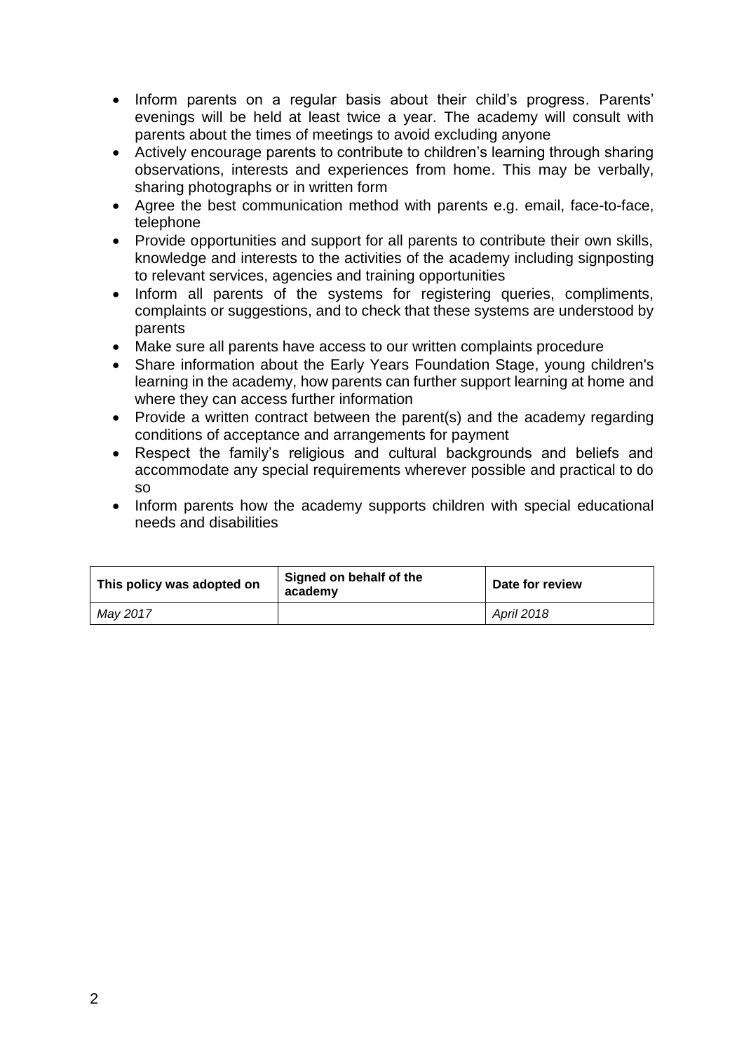- Inform parents on a regular basis about their child's progress. Parents' evenings will be held at least twice a year. The academy will consult with parents about the times of meetings to avoid excluding anyone
- Actively encourage parents to contribute to children's learning through sharing observations, interests and experiences from home. This may be verbally, sharing photographs or in written form
- Agree the best communication method with parents e.g. email, face-to-face, telephone
- Provide opportunities and support for all parents to contribute their own skills, knowledge and interests to the activities of the academy including signposting to relevant services, agencies and training opportunities
- Inform all parents of the systems for registering queries, compliments, complaints or suggestions, and to check that these systems are understood by parents
- Make sure all parents have access to our written complaints procedure
- Share information about the Early Years Foundation Stage, young children's learning in the academy, how parents can further support learning at home and where they can access further information
- Provide a written contract between the parent(s) and the academy regarding conditions of acceptance and arrangements for payment
- Respect the family's religious and cultural backgrounds and beliefs and accommodate any special requirements wherever possible and practical to do so
- Inform parents how the academy supports children with special educational needs and disabilities

| This policy was adopted on | Signed on behalf of the academy | Date for review |
| --- | --- | --- |
| *May 2017* | | *April 2018* |